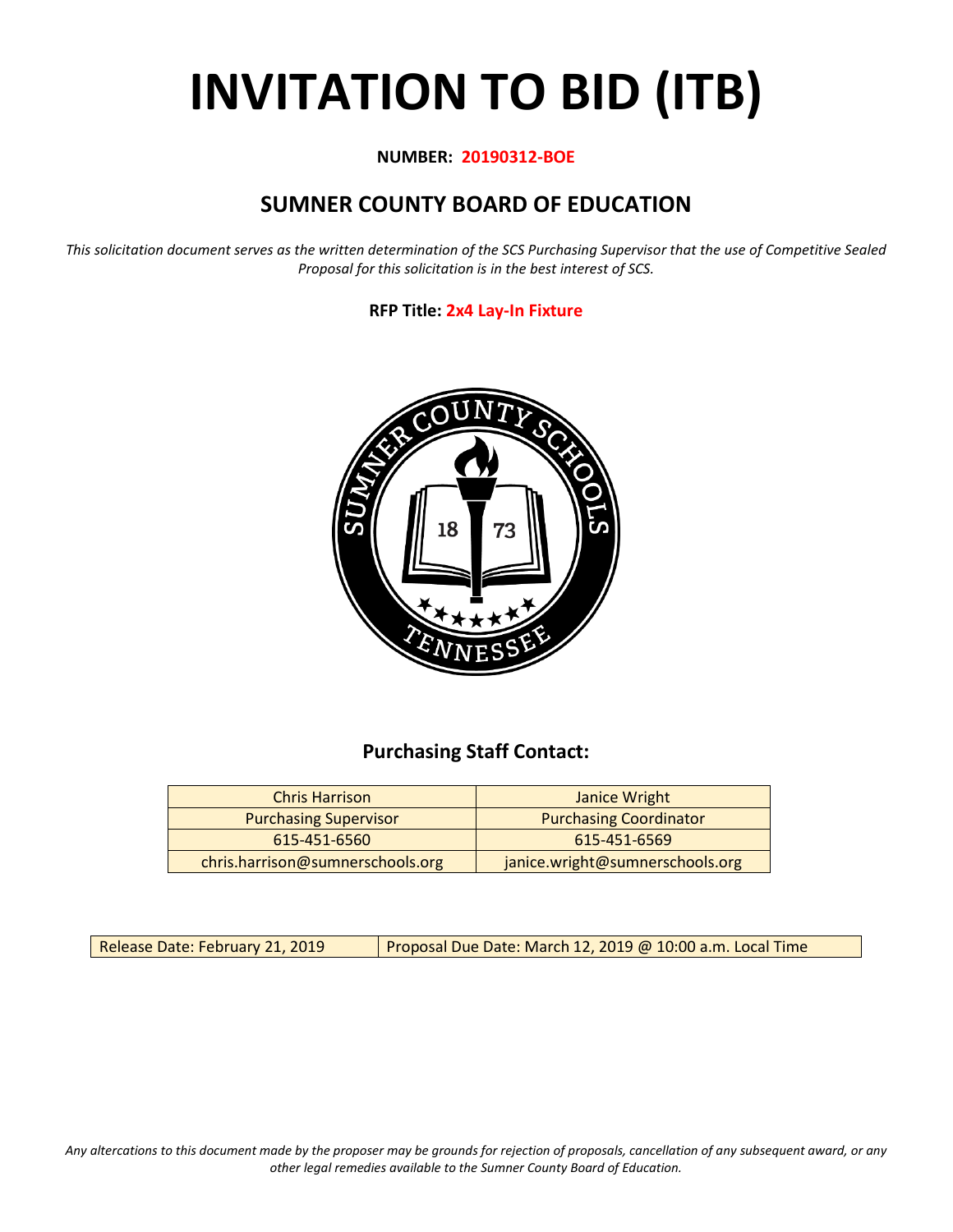# INVITATION TO BID (ITB)

**NUMBER: 20190312-BOE**

## SUMNER COUNTY BOARD OF EDUCATION

*This solicitation document serves as the written determination of the SCS Purchasing Supervisor that the use of Competitive Sealed Proposal for this solicitation is in the best interest of SCS.*

**RFP Title: 2x4 Lay-In Fixture**

### Purchasing Staff Contact:

| Chris Harrison | Janice Wright |
|---|---|
| Purchasing Supervisor | Purchasing Coordinator |
| 615-451-6560 | 615-451-6569 |
| chris.harrison@sumnerschools.org | janice.wright@sumnerschools.org |

| Release Date: February 21, 2019 | Proposal Due Date: March 12, 2019 @ 10:00 a.m. Local Time |
|---|---|

*Any altercations to this document made by the proposer may be grounds for rejection of proposals, cancellation of any subsequent award, or any other legal remedies available to the Sumner County Board of Education.*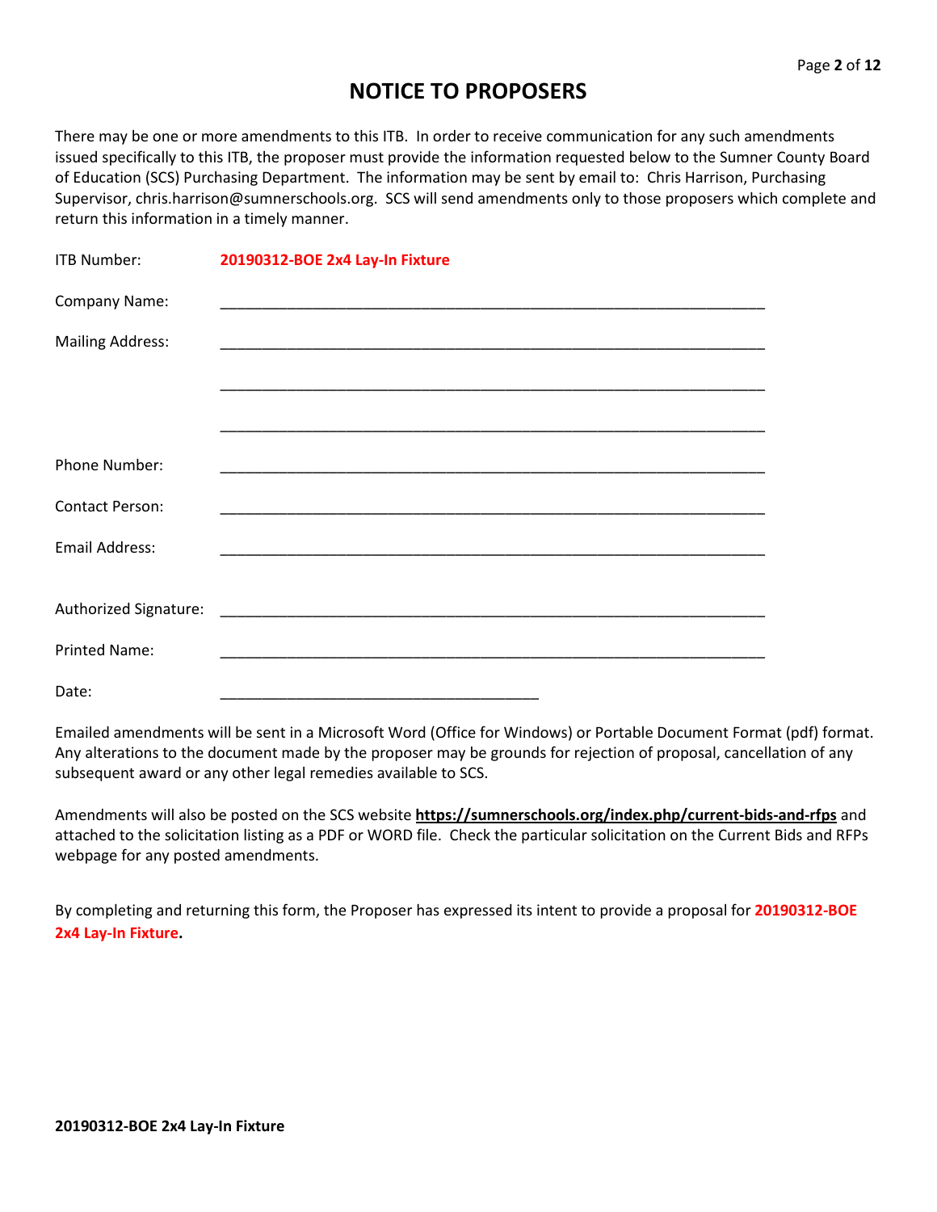# NOTICE TO PROPOSERS

There may be one or more amendments to this ITB. In order to receive communication for any such amendments issued specifically to this ITB, the proposer must provide the information requested below to the Sumner County Board of Education (SCS) Purchasing Department. The information may be sent by email to: Chris Harrison, Purchasing Supervisor, chris.harrison@sumnerschools.org. SCS will send amendments only to those proposers which complete and return this information in a timely manner.

ITB Number: **20190312-BOE 2x4 Lay-In Fixture**

Company Name: ____________________________________________________________________

Mailing Address: ____________________________________________________________________

____________________________________________________________________

____________________________________________________________________

Phone Number: ____________________________________________________________________

Contact Person: ____________________________________________________________________

Email Address: ____________________________________________________________________

Authorized Signature: ____________________________________________________________________

Printed Name: ____________________________________________________________________

Date: ______________________________________

Emailed amendments will be sent in a Microsoft Word (Office for Windows) or Portable Document Format (pdf) format. Any alterations to the document made by the proposer may be grounds for rejection of proposal, cancellation of any subsequent award or any other legal remedies available to SCS.

Amendments will also be posted on the SCS website **https://sumnerschools.org/index.php/current-bids-and-rfps** and attached to the solicitation listing as a PDF or WORD file. Check the particular solicitation on the Current Bids and RFPs webpage for any posted amendments.

By completing and returning this form, the Proposer has expressed its intent to provide a proposal for **20190312-BOE 2x4 Lay-In Fixture.**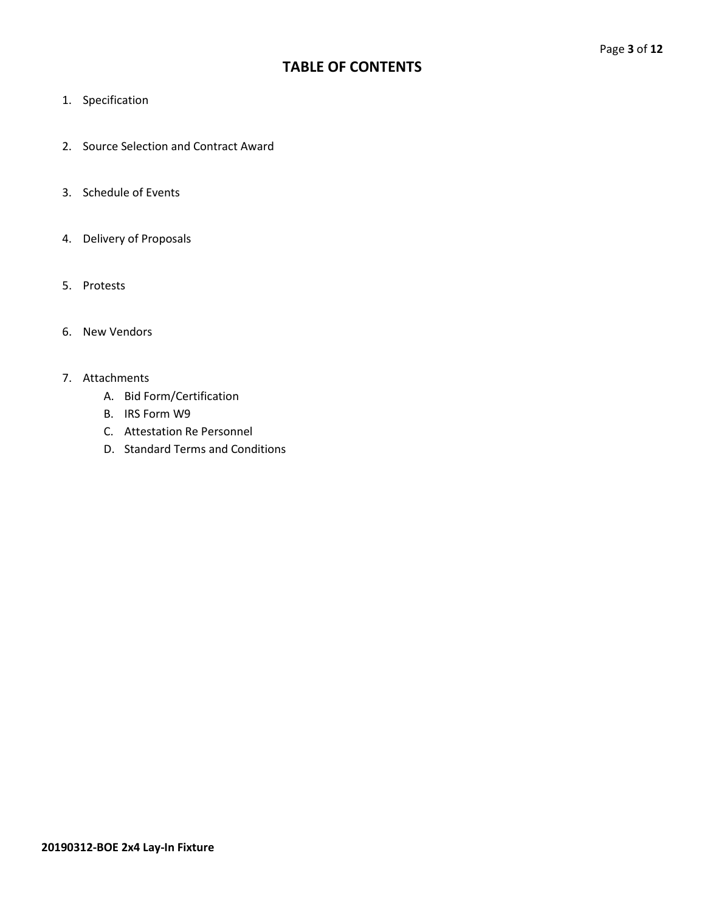# TABLE OF CONTENTS

1. Specification
2. Source Selection and Contract Award
3. Schedule of Events
4. Delivery of Proposals
5. Protests
6. New Vendors
7. Attachments
   A. Bid Form/Certification
   B. IRS Form W9
   C. Attestation Re Personnel
   D. Standard Terms and Conditions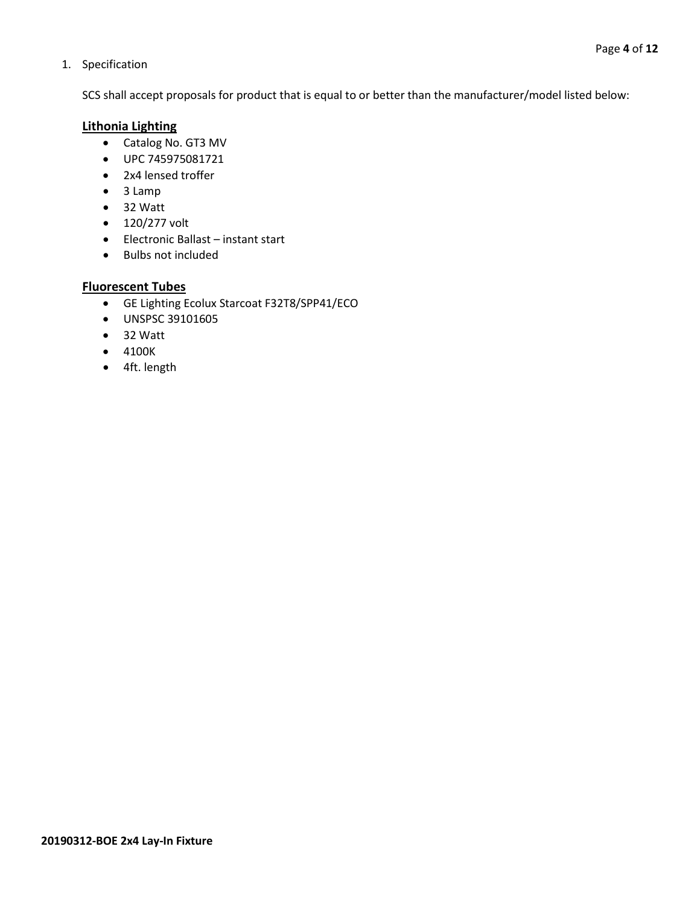1. Specification

   SCS shall accept proposals for product that is equal to or better than the manufacturer/model listed below:

   **Lithonia Lighting**

   - Catalog No. GT3 MV
   - UPC 745975081721
   - 2x4 lensed troffer
   - 3 Lamp
   - 32 Watt
   - 120/277 volt
   - Electronic Ballast – instant start
   - Bulbs not included

   **Fluorescent Tubes**

   - GE Lighting Ecolux Starcoat F32T8/SPP41/ECO
   - UNSPSC 39101605
   - 32 Watt
   - 4100K
   - 4ft. length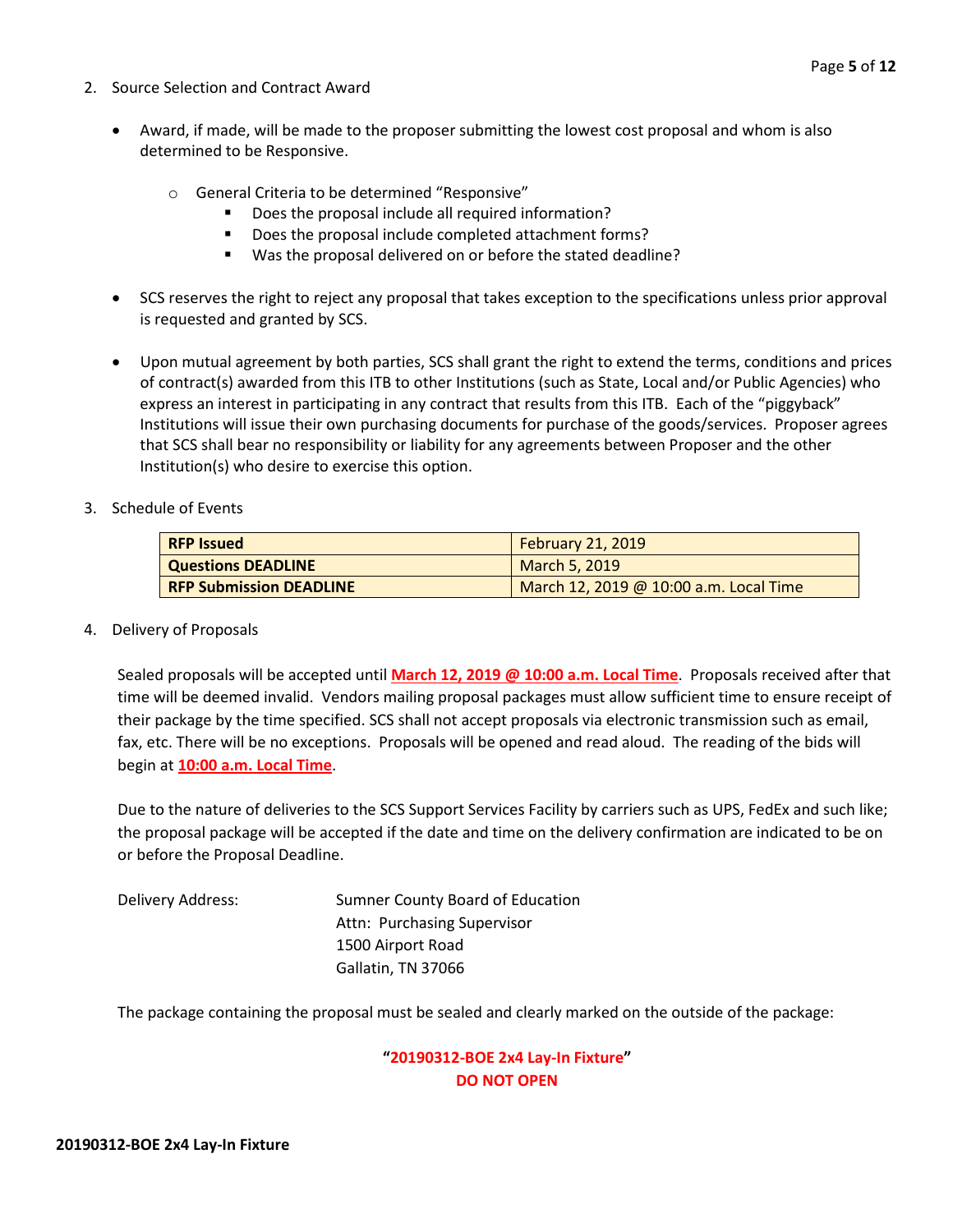2. Source Selection and Contract Award

- Award, if made, will be made to the proposer submitting the lowest cost proposal and whom is also determined to be Responsive.
  - General Criteria to be determined "Responsive"
    - Does the proposal include all required information?
    - Does the proposal include completed attachment forms?
    - Was the proposal delivered on or before the stated deadline?
- SCS reserves the right to reject any proposal that takes exception to the specifications unless prior approval is requested and granted by SCS.
- Upon mutual agreement by both parties, SCS shall grant the right to extend the terms, conditions and prices of contract(s) awarded from this ITB to other Institutions (such as State, Local and/or Public Agencies) who express an interest in participating in any contract that results from this ITB. Each of the "piggyback" Institutions will issue their own purchasing documents for purchase of the goods/services. Proposer agrees that SCS shall bear no responsibility or liability for any agreements between Proposer and the other Institution(s) who desire to exercise this option.

3. Schedule of Events

| | |
|---|---|
| **RFP Issued** | February 21, 2019 |
| **Questions DEADLINE** | March 5, 2019 |
| **RFP Submission DEADLINE** | March 12, 2019 @ 10:00 a.m. Local Time |

4. Delivery of Proposals

Sealed proposals will be accepted until **March 12, 2019 @ 10:00 a.m. Local Time**. Proposals received after that time will be deemed invalid. Vendors mailing proposal packages must allow sufficient time to ensure receipt of their package by the time specified. SCS shall not accept proposals via electronic transmission such as email, fax, etc. There will be no exceptions. Proposals will be opened and read aloud. The reading of the bids will begin at **10:00 a.m. Local Time**.

Due to the nature of deliveries to the SCS Support Services Facility by carriers such as UPS, FedEx and such like; the proposal package will be accepted if the date and time on the delivery confirmation are indicated to be on or before the Proposal Deadline.

Delivery Address: Sumner County Board of Education
Attn: Purchasing Supervisor
1500 Airport Road
Gallatin, TN 37066

The package containing the proposal must be sealed and clearly marked on the outside of the package:

**"20190312-BOE 2x4 Lay-In Fixture"**
**DO NOT OPEN**

**20190312-BOE 2x4 Lay-In Fixture**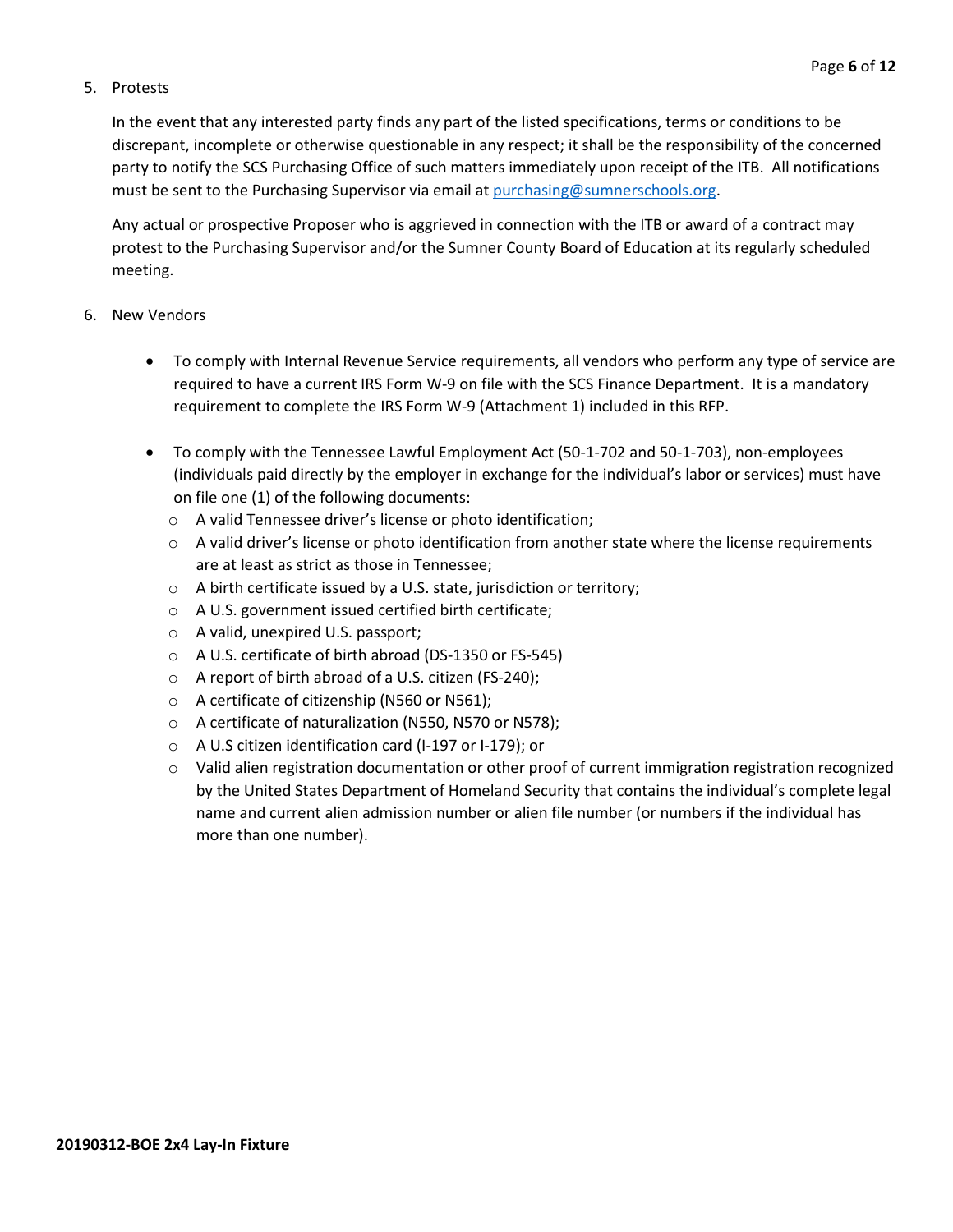5. Protests

   In the event that any interested party finds any part of the listed specifications, terms or conditions to be discrepant, incomplete or otherwise questionable in any respect; it shall be the responsibility of the concerned party to notify the SCS Purchasing Office of such matters immediately upon receipt of the ITB. All notifications must be sent to the Purchasing Supervisor via email at purchasing@sumnerschools.org.

   Any actual or prospective Proposer who is aggrieved in connection with the ITB or award of a contract may protest to the Purchasing Supervisor and/or the Sumner County Board of Education at its regularly scheduled meeting.

6. New Vendors

   - To comply with Internal Revenue Service requirements, all vendors who perform any type of service are required to have a current IRS Form W-9 on file with the SCS Finance Department. It is a mandatory requirement to complete the IRS Form W-9 (Attachment 1) included in this RFP.

   - To comply with the Tennessee Lawful Employment Act (50-1-702 and 50-1-703), non-employees (individuals paid directly by the employer in exchange for the individual's labor or services) must have on file one (1) of the following documents:
     - A valid Tennessee driver's license or photo identification;
     - A valid driver's license or photo identification from another state where the license requirements are at least as strict as those in Tennessee;
     - A birth certificate issued by a U.S. state, jurisdiction or territory;
     - A U.S. government issued certified birth certificate;
     - A valid, unexpired U.S. passport;
     - A U.S. certificate of birth abroad (DS-1350 or FS-545)
     - A report of birth abroad of a U.S. citizen (FS-240);
     - A certificate of citizenship (N560 or N561);
     - A certificate of naturalization (N550, N570 or N578);
     - A U.S citizen identification card (I-197 or I-179); or
     - Valid alien registration documentation or other proof of current immigration registration recognized by the United States Department of Homeland Security that contains the individual's complete legal name and current alien admission number or alien file number (or numbers if the individual has more than one number).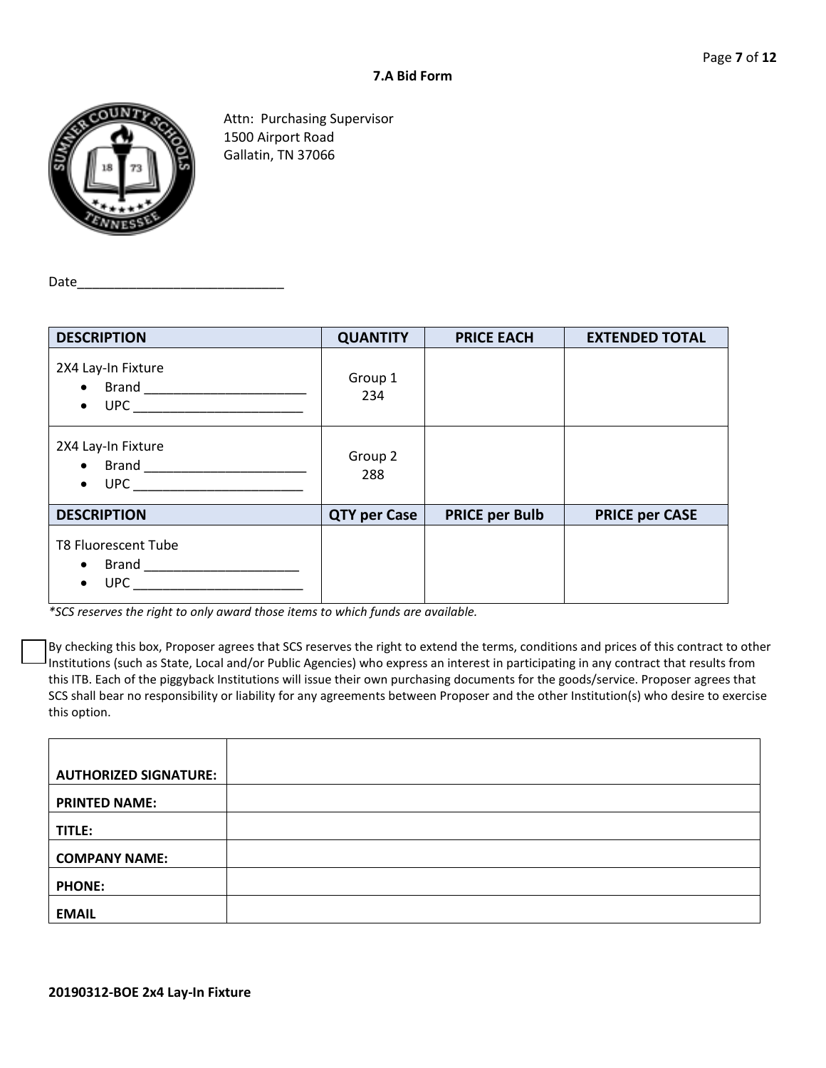## 7.A Bid Form

Attn: Purchasing Supervisor
1500 Airport Road
Gallatin, TN 37066

Date_____________________________

| DESCRIPTION | QUANTITY | PRICE EACH | EXTENDED TOTAL |
|---|---|---|---|
| 2X4 Lay-In Fixture<br>• Brand ______________________<br>• UPC ________________________ | Group 1<br>234 | | |
| 2X4 Lay-In Fixture<br>• Brand ______________________<br>• UPC ________________________ | Group 2<br>288 | | |
| **DESCRIPTION** | **QTY per Case** | **PRICE per Bulb** | **PRICE per CASE** |
| T8 Fluorescent Tube<br>• Brand _____________________<br>• UPC ________________________ | | | |

*\*SCS reserves the right to only award those items to which funds are available.*

☐ By checking this box, Proposer agrees that SCS reserves the right to extend the terms, conditions and prices of this contract to other Institutions (such as State, Local and/or Public Agencies) who express an interest in participating in any contract that results from this ITB. Each of the piggyback Institutions will issue their own purchasing documents for the goods/service. Proposer agrees that SCS shall bear no responsibility or liability for any agreements between Proposer and the other Institution(s) who desire to exercise this option.

| | |
|---|---|
| **AUTHORIZED SIGNATURE:** | |
| **PRINTED NAME:** | |
| **TITLE:** | |
| **COMPANY NAME:** | |
| **PHONE:** | |
| **EMAIL** | |

**20190312-BOE 2x4 Lay-In Fixture**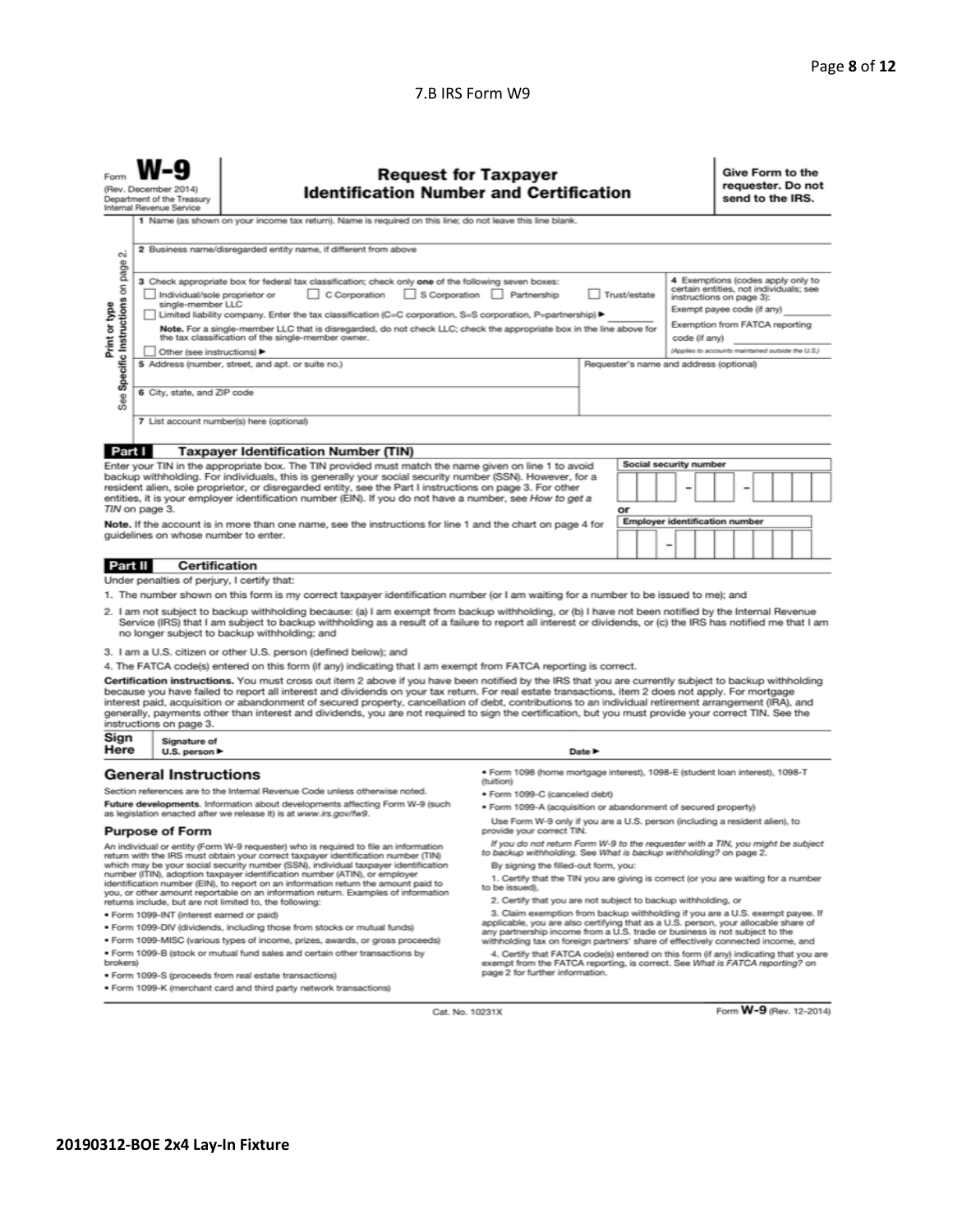7.B IRS Form W9

Form **W-9**
(Rev. December 2014)
Department of the Treasury
Internal Revenue Service

# Request for Taxpayer Identification Number and Certification

**Give Form to the requester. Do not send to the IRS.**

Print or type
See Specific Instructions on page 2.

1 Name (as shown on your income tax return). Name is required on this line; do not leave this line blank.

2 Business name/disregarded entity name, if different from above

3 Check appropriate box for federal tax classification; check only **one** of the following seven boxes:
☐ Individual/sole proprietor or single-member LLC ☐ C Corporation ☐ S Corporation ☐ Partnership ☐ Trust/estate
☐ Limited liability company. Enter the tax classification (C=C corporation, S=S corporation, P=partnership) ▶
**Note.** For a single-member LLC that is disregarded, do not check LLC; check the appropriate box in the line above for the tax classification of the single-member owner.
☐ Other (see instructions) ▶

4 Exemptions (codes apply only to certain entities, not individuals; see instructions on page 3):
Exempt payee code (if any)
Exemption from FATCA reporting code (if any)
*(Applies to accounts maintained outside the U.S.)*

5 Address (number, street, and apt. or suite no.)

Requester's name and address (optional)

6 City, state, and ZIP code

7 List account number(s) here (optional)

## Part I Taxpayer Identification Number (TIN)

Enter your TIN in the appropriate box. The TIN provided must match the name given on line 1 to avoid backup withholding. For individuals, this is generally your social security number (SSN). However, for a resident alien, sole proprietor, or disregarded entity, see the Part I instructions on page 3. For other entities, it is your employer identification number (EIN). If you do not have a number, see *How to get a TIN* on page 3.

**Note.** If the account is in more than one name, see the instructions for line 1 and the chart on page 4 for guidelines on whose number to enter.

**Social security number**

☐☐☐ – ☐☐ – ☐☐☐☐

**or**

**Employer identification number**

☐☐ – ☐☐☐☐☐☐☐

## Part II Certification

Under penalties of perjury, I certify that:

1. The number shown on this form is my correct taxpayer identification number (or I am waiting for a number to be issued to me); and
2. I am not subject to backup withholding because: (a) I am exempt from backup withholding, or (b) I have not been notified by the Internal Revenue Service (IRS) that I am subject to backup withholding as a result of a failure to report all interest or dividends, or (c) the IRS has notified me that I am no longer subject to backup withholding; and
3. I am a U.S. citizen or other U.S. person (defined below); and
4. The FATCA code(s) entered on this form (if any) indicating that I am exempt from FATCA reporting is correct.

**Certification instructions.** You must cross out item 2 above if you have been notified by the IRS that you are currently subject to backup withholding because you have failed to report all interest and dividends on your tax return. For real estate transactions, item 2 does not apply. For mortgage interest paid, acquisition or abandonment of secured property, cancellation of debt, contributions to an individual retirement arrangement (IRA), and generally, payments other than interest and dividends, you are not required to sign the certification, but you must provide your correct TIN. See the instructions on page 3.

**Sign Here** Signature of U.S. person ▶ Date ▶

## General Instructions

Section references are to the Internal Revenue Code unless otherwise noted.

**Future developments.** Information about developments affecting Form W-9 (such as legislation enacted after we release it) is at *www.irs.gov/fw9*.

### Purpose of Form

An individual or entity (Form W-9 requester) who is required to file an information return with the IRS must obtain your correct taxpayer identification number (TIN) which may be your social security number (SSN), individual taxpayer identification number (ITIN), adoption taxpayer identification number (ATIN), or employer identification number (EIN), to report on an information return the amount paid to you, or other amount reportable on an information return. Examples of information returns include, but are not limited to, the following:

- Form 1099-INT (interest earned or paid)
- Form 1099-DIV (dividends, including those from stocks or mutual funds)
- Form 1099-MISC (various types of income, prizes, awards, or gross proceeds)
- Form 1099-B (stock or mutual fund sales and certain other transactions by brokers)
- Form 1099-S (proceeds from real estate transactions)
- Form 1099-K (merchant card and third party network transactions)
- Form 1098 (home mortgage interest), 1098-E (student loan interest), 1098-T (tuition)
- Form 1099-C (canceled debt)
- Form 1099-A (acquisition or abandonment of secured property)

Use Form W-9 only if you are a U.S. person (including a resident alien), to provide your correct TIN.

*If you do not return Form W-9 to the requester with a TIN, you might be subject to backup withholding. See What is backup withholding? on page 2.*

By signing the filled-out form, you:

1. Certify that the TIN you are giving is correct (or you are waiting for a number to be issued),
2. Certify that you are not subject to backup withholding, or
3. Claim exemption from backup withholding if you are a U.S. exempt payee. If applicable, you are also certifying that as a U.S. person, your allocable share of any partnership income from a U.S. trade or business is not subject to the withholding tax on foreign partners' share of effectively connected income, and
4. Certify that FATCA code(s) entered on this form (if any) indicating that you are exempt from the FATCA reporting, is correct. See *What is FATCA reporting?* on page 2 for further information.

Cat. No. 10231X

Form **W-9** (Rev. 12-2014)

**20190312-BOE 2x4 Lay-In Fixture**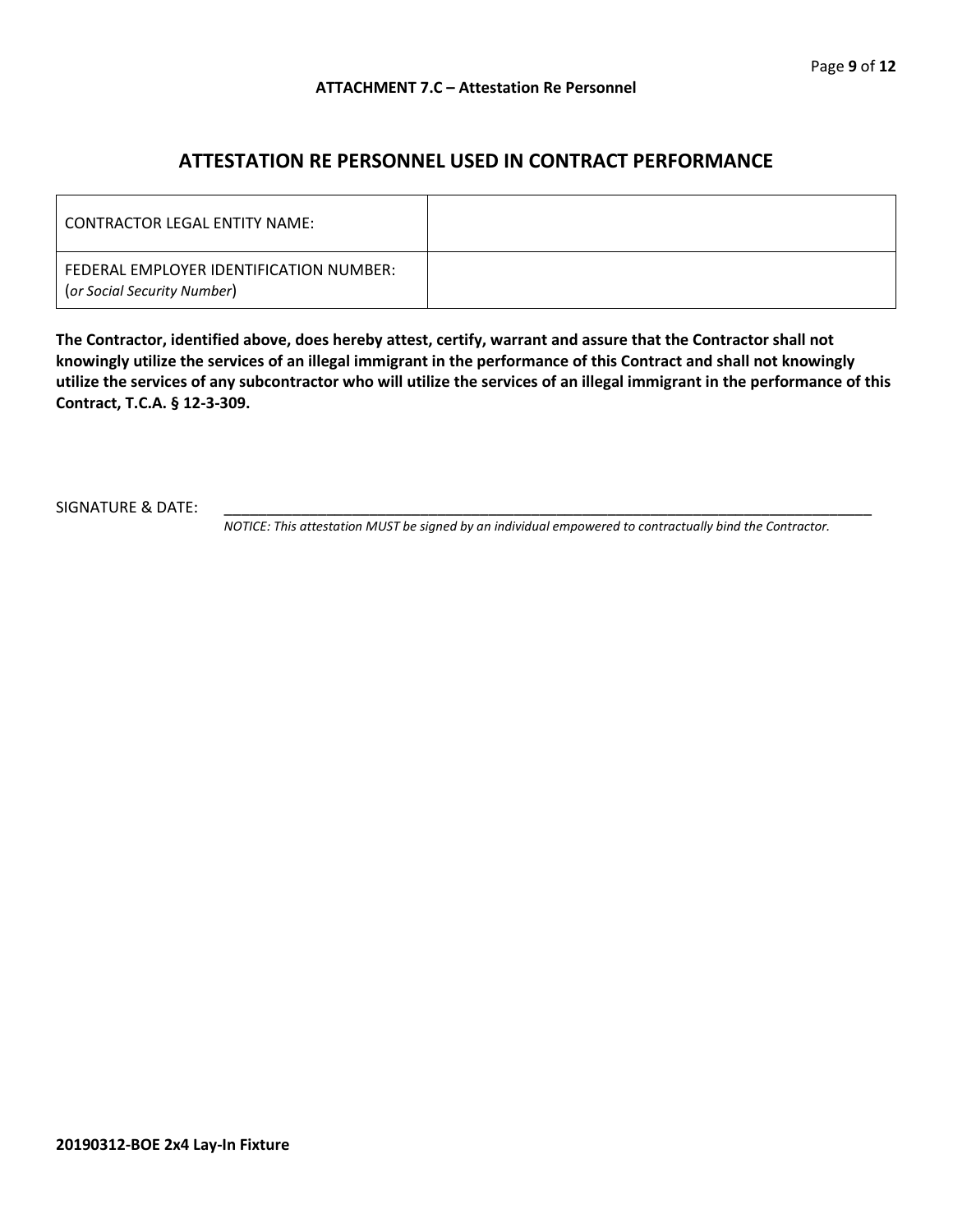ATTACHMENT 7.C – Attestation Re Personnel

# ATTESTATION RE PERSONNEL USED IN CONTRACT PERFORMANCE

| CONTRACTOR LEGAL ENTITY NAME: | |
|---|---|
| FEDERAL EMPLOYER IDENTIFICATION NUMBER: (*or Social Security Number*) | |

**The Contractor, identified above, does hereby attest, certify, warrant and assure that the Contractor shall not knowingly utilize the services of an illegal immigrant in the performance of this Contract and shall not knowingly utilize the services of any subcontractor who will utilize the services of an illegal immigrant in the performance of this Contract, T.C.A. § 12-3-309.**

SIGNATURE & DATE: ____________________________________________________________________

*NOTICE: This attestation MUST be signed by an individual empowered to contractually bind the Contractor.*

**20190312-BOE 2x4 Lay-In Fixture**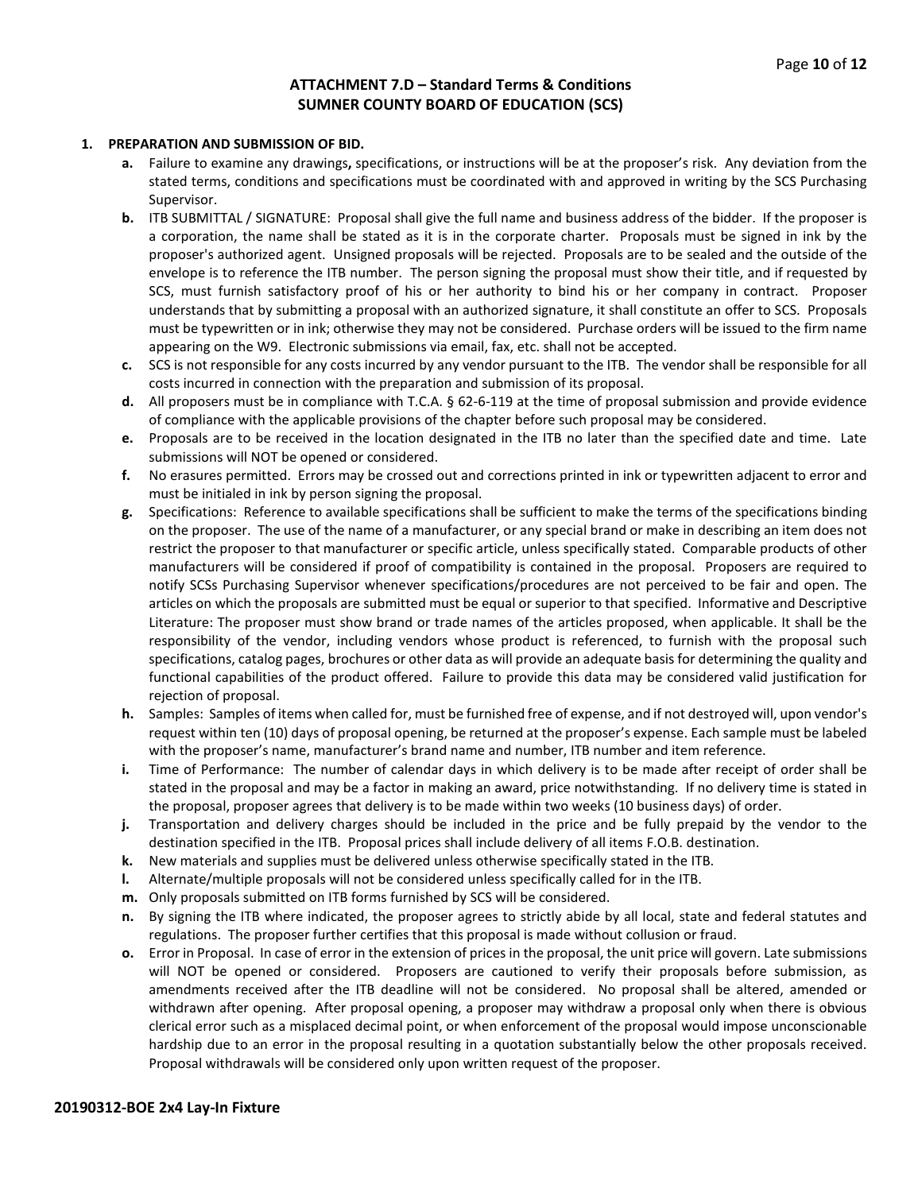## ATTACHMENT 7.D – Standard Terms & Conditions
## SUMNER COUNTY BOARD OF EDUCATION (SCS)

**1. PREPARATION AND SUBMISSION OF BID.**

- **a.** Failure to examine any drawings**,** specifications, or instructions will be at the proposer's risk. Any deviation from the stated terms, conditions and specifications must be coordinated with and approved in writing by the SCS Purchasing Supervisor.
- **b.** ITB SUBMITTAL / SIGNATURE: Proposal shall give the full name and business address of the bidder. If the proposer is a corporation, the name shall be stated as it is in the corporate charter. Proposals must be signed in ink by the proposer's authorized agent. Unsigned proposals will be rejected. Proposals are to be sealed and the outside of the envelope is to reference the ITB number. The person signing the proposal must show their title, and if requested by SCS, must furnish satisfactory proof of his or her authority to bind his or her company in contract. Proposer understands that by submitting a proposal with an authorized signature, it shall constitute an offer to SCS. Proposals must be typewritten or in ink; otherwise they may not be considered. Purchase orders will be issued to the firm name appearing on the W9. Electronic submissions via email, fax, etc. shall not be accepted.
- **c.** SCS is not responsible for any costs incurred by any vendor pursuant to the ITB. The vendor shall be responsible for all costs incurred in connection with the preparation and submission of its proposal.
- **d.** All proposers must be in compliance with T.C.A. § 62-6-119 at the time of proposal submission and provide evidence of compliance with the applicable provisions of the chapter before such proposal may be considered.
- **e.** Proposals are to be received in the location designated in the ITB no later than the specified date and time. Late submissions will NOT be opened or considered.
- **f.** No erasures permitted. Errors may be crossed out and corrections printed in ink or typewritten adjacent to error and must be initialed in ink by person signing the proposal.
- **g.** Specifications: Reference to available specifications shall be sufficient to make the terms of the specifications binding on the proposer. The use of the name of a manufacturer, or any special brand or make in describing an item does not restrict the proposer to that manufacturer or specific article, unless specifically stated. Comparable products of other manufacturers will be considered if proof of compatibility is contained in the proposal. Proposers are required to notify SCSs Purchasing Supervisor whenever specifications/procedures are not perceived to be fair and open. The articles on which the proposals are submitted must be equal or superior to that specified. Informative and Descriptive Literature: The proposer must show brand or trade names of the articles proposed, when applicable. It shall be the responsibility of the vendor, including vendors whose product is referenced, to furnish with the proposal such specifications, catalog pages, brochures or other data as will provide an adequate basis for determining the quality and functional capabilities of the product offered. Failure to provide this data may be considered valid justification for rejection of proposal.
- **h.** Samples: Samples of items when called for, must be furnished free of expense, and if not destroyed will, upon vendor's request within ten (10) days of proposal opening, be returned at the proposer's expense. Each sample must be labeled with the proposer's name, manufacturer's brand name and number, ITB number and item reference.
- **i.** Time of Performance: The number of calendar days in which delivery is to be made after receipt of order shall be stated in the proposal and may be a factor in making an award, price notwithstanding. If no delivery time is stated in the proposal, proposer agrees that delivery is to be made within two weeks (10 business days) of order.
- **j.** Transportation and delivery charges should be included in the price and be fully prepaid by the vendor to the destination specified in the ITB. Proposal prices shall include delivery of all items F.O.B. destination.
- **k.** New materials and supplies must be delivered unless otherwise specifically stated in the ITB.
- **l.** Alternate/multiple proposals will not be considered unless specifically called for in the ITB.
- **m.** Only proposals submitted on ITB forms furnished by SCS will be considered.
- **n.** By signing the ITB where indicated, the proposer agrees to strictly abide by all local, state and federal statutes and regulations. The proposer further certifies that this proposal is made without collusion or fraud.
- **o.** Error in Proposal. In case of error in the extension of prices in the proposal, the unit price will govern. Late submissions will NOT be opened or considered. Proposers are cautioned to verify their proposals before submission, as amendments received after the ITB deadline will not be considered. No proposal shall be altered, amended or withdrawn after opening. After proposal opening, a proposer may withdraw a proposal only when there is obvious clerical error such as a misplaced decimal point, or when enforcement of the proposal would impose unconscionable hardship due to an error in the proposal resulting in a quotation substantially below the other proposals received. Proposal withdrawals will be considered only upon written request of the proposer.

**20190312-BOE 2x4 Lay-In Fixture**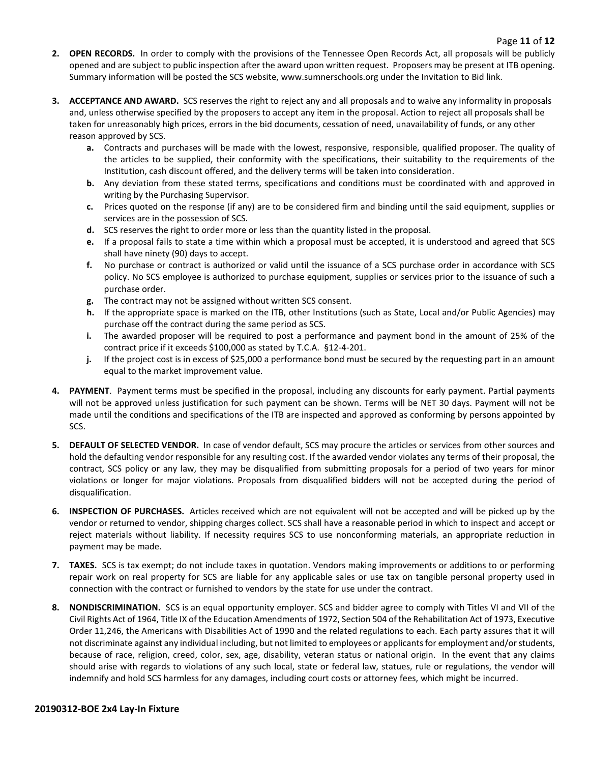2. **OPEN RECORDS.** In order to comply with the provisions of the Tennessee Open Records Act, all proposals will be publicly opened and are subject to public inspection after the award upon written request. Proposers may be present at ITB opening. Summary information will be posted the SCS website, www.sumnerschools.org under the Invitation to Bid link.

3. **ACCEPTANCE AND AWARD.** SCS reserves the right to reject any and all proposals and to waive any informality in proposals and, unless otherwise specified by the proposers to accept any item in the proposal. Action to reject all proposals shall be taken for unreasonably high prices, errors in the bid documents, cessation of need, unavailability of funds, or any other reason approved by SCS.
   - **a.** Contracts and purchases will be made with the lowest, responsive, responsible, qualified proposer. The quality of the articles to be supplied, their conformity with the specifications, their suitability to the requirements of the Institution, cash discount offered, and the delivery terms will be taken into consideration.
   - **b.** Any deviation from these stated terms, specifications and conditions must be coordinated with and approved in writing by the Purchasing Supervisor.
   - **c.** Prices quoted on the response (if any) are to be considered firm and binding until the said equipment, supplies or services are in the possession of SCS.
   - **d.** SCS reserves the right to order more or less than the quantity listed in the proposal.
   - **e.** If a proposal fails to state a time within which a proposal must be accepted, it is understood and agreed that SCS shall have ninety (90) days to accept.
   - **f.** No purchase or contract is authorized or valid until the issuance of a SCS purchase order in accordance with SCS policy. No SCS employee is authorized to purchase equipment, supplies or services prior to the issuance of such a purchase order.
   - **g.** The contract may not be assigned without written SCS consent.
   - **h.** If the appropriate space is marked on the ITB, other Institutions (such as State, Local and/or Public Agencies) may purchase off the contract during the same period as SCS.
   - **i.** The awarded proposer will be required to post a performance and payment bond in the amount of 25% of the contract price if it exceeds $100,000 as stated by T.C.A. §12-4-201.
   - **j.** If the project cost is in excess of $25,000 a performance bond must be secured by the requesting part in an amount equal to the market improvement value.

4. **PAYMENT**. Payment terms must be specified in the proposal, including any discounts for early payment. Partial payments will not be approved unless justification for such payment can be shown. Terms will be NET 30 days. Payment will not be made until the conditions and specifications of the ITB are inspected and approved as conforming by persons appointed by SCS.

5. **DEFAULT OF SELECTED VENDOR.** In case of vendor default, SCS may procure the articles or services from other sources and hold the defaulting vendor responsible for any resulting cost. If the awarded vendor violates any terms of their proposal, the contract, SCS policy or any law, they may be disqualified from submitting proposals for a period of two years for minor violations or longer for major violations. Proposals from disqualified bidders will not be accepted during the period of disqualification.

6. **INSPECTION OF PURCHASES.** Articles received which are not equivalent will not be accepted and will be picked up by the vendor or returned to vendor, shipping charges collect. SCS shall have a reasonable period in which to inspect and accept or reject materials without liability. If necessity requires SCS to use nonconforming materials, an appropriate reduction in payment may be made.

7. **TAXES.** SCS is tax exempt; do not include taxes in quotation. Vendors making improvements or additions to or performing repair work on real property for SCS are liable for any applicable sales or use tax on tangible personal property used in connection with the contract or furnished to vendors by the state for use under the contract.

8. **NONDISCRIMINATION.** SCS is an equal opportunity employer. SCS and bidder agree to comply with Titles VI and VII of the Civil Rights Act of 1964, Title IX of the Education Amendments of 1972, Section 504 of the Rehabilitation Act of 1973, Executive Order 11,246, the Americans with Disabilities Act of 1990 and the related regulations to each. Each party assures that it will not discriminate against any individual including, but not limited to employees or applicants for employment and/or students, because of race, religion, creed, color, sex, age, disability, veteran status or national origin. In the event that any claims should arise with regards to violations of any such local, state or federal law, statues, rule or regulations, the vendor will indemnify and hold SCS harmless for any damages, including court costs or attorney fees, which might be incurred.

**20190312-BOE 2x4 Lay-In Fixture**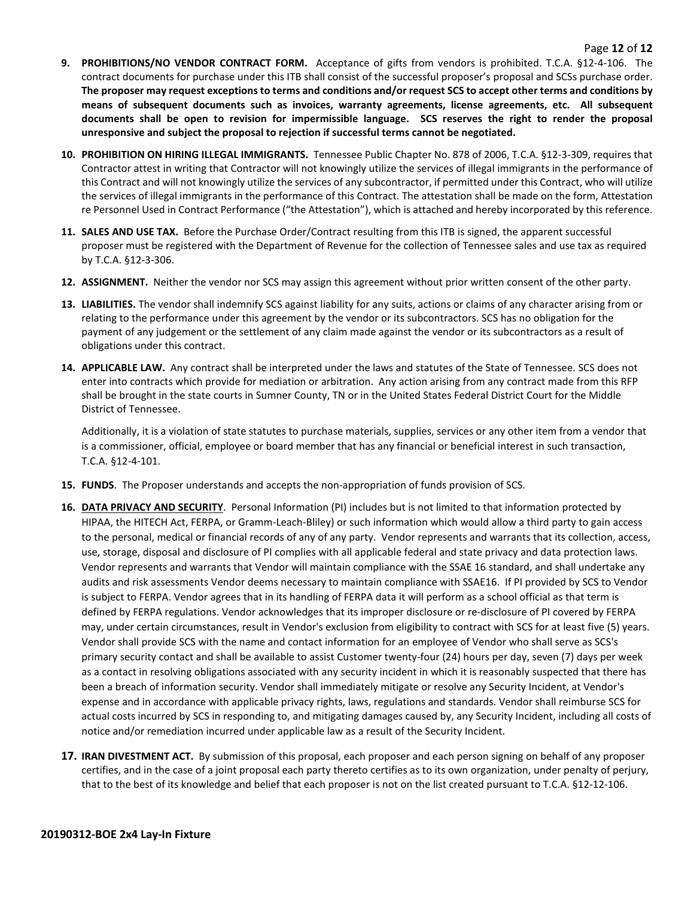9. **PROHIBITIONS/NO VENDOR CONTRACT FORM.** Acceptance of gifts from vendors is prohibited. T.C.A. §12-4-106. The contract documents for purchase under this ITB shall consist of the successful proposer's proposal and SCSs purchase order. **The proposer may request exceptions to terms and conditions and/or request SCS to accept other terms and conditions by means of subsequent documents such as invoices, warranty agreements, license agreements, etc. All subsequent documents shall be open to revision for impermissible language. SCS reserves the right to render the proposal unresponsive and subject the proposal to rejection if successful terms cannot be negotiated.**

10. **PROHIBITION ON HIRING ILLEGAL IMMIGRANTS.** Tennessee Public Chapter No. 878 of 2006, T.C.A. §12-3-309, requires that Contractor attest in writing that Contractor will not knowingly utilize the services of illegal immigrants in the performance of this Contract and will not knowingly utilize the services of any subcontractor, if permitted under this Contract, who will utilize the services of illegal immigrants in the performance of this Contract. The attestation shall be made on the form, Attestation re Personnel Used in Contract Performance ("the Attestation"), which is attached and hereby incorporated by this reference.

11. **SALES AND USE TAX.** Before the Purchase Order/Contract resulting from this ITB is signed, the apparent successful proposer must be registered with the Department of Revenue for the collection of Tennessee sales and use tax as required by T.C.A. §12-3-306.

12. **ASSIGNMENT.** Neither the vendor nor SCS may assign this agreement without prior written consent of the other party.

13. **LIABILITIES.** The vendor shall indemnify SCS against liability for any suits, actions or claims of any character arising from or relating to the performance under this agreement by the vendor or its subcontractors. SCS has no obligation for the payment of any judgement or the settlement of any claim made against the vendor or its subcontractors as a result of obligations under this contract.

14. **APPLICABLE LAW.** Any contract shall be interpreted under the laws and statutes of the State of Tennessee. SCS does not enter into contracts which provide for mediation or arbitration. Any action arising from any contract made from this RFP shall be brought in the state courts in Sumner County, TN or in the United States Federal District Court for the Middle District of Tennessee.

    Additionally, it is a violation of state statutes to purchase materials, supplies, services or any other item from a vendor that is a commissioner, official, employee or board member that has any financial or beneficial interest in such transaction, T.C.A. §12-4-101.

15. **FUNDS**. The Proposer understands and accepts the non-appropriation of funds provision of SCS.

16. **<u>DATA PRIVACY AND SECURITY</u>**. Personal Information (PI) includes but is not limited to that information protected by HIPAA, the HITECH Act, FERPA, or Gramm-Leach-Bliley) or such information which would allow a third party to gain access to the personal, medical or financial records of any of any party. Vendor represents and warrants that its collection, access, use, storage, disposal and disclosure of PI complies with all applicable federal and state privacy and data protection laws. Vendor represents and warrants that Vendor will maintain compliance with the SSAE 16 standard, and shall undertake any audits and risk assessments Vendor deems necessary to maintain compliance with SSAE16. If PI provided by SCS to Vendor is subject to FERPA. Vendor agrees that in its handling of FERPA data it will perform as a school official as that term is defined by FERPA regulations. Vendor acknowledges that its improper disclosure or re-disclosure of PI covered by FERPA may, under certain circumstances, result in Vendor's exclusion from eligibility to contract with SCS for at least five (5) years. Vendor shall provide SCS with the name and contact information for an employee of Vendor who shall serve as SCS's primary security contact and shall be available to assist Customer twenty-four (24) hours per day, seven (7) days per week as a contact in resolving obligations associated with any security incident in which it is reasonably suspected that there has been a breach of information security. Vendor shall immediately mitigate or resolve any Security Incident, at Vendor's expense and in accordance with applicable privacy rights, laws, regulations and standards. Vendor shall reimburse SCS for actual costs incurred by SCS in responding to, and mitigating damages caused by, any Security Incident, including all costs of notice and/or remediation incurred under applicable law as a result of the Security Incident.

17. **IRAN DIVESTMENT ACT.** By submission of this proposal, each proposer and each person signing on behalf of any proposer certifies, and in the case of a joint proposal each party thereto certifies as to its own organization, under penalty of perjury, that to the best of its knowledge and belief that each proposer is not on the list created pursuant to T.C.A. §12-12-106.

**20190312-BOE 2x4 Lay-In Fixture**